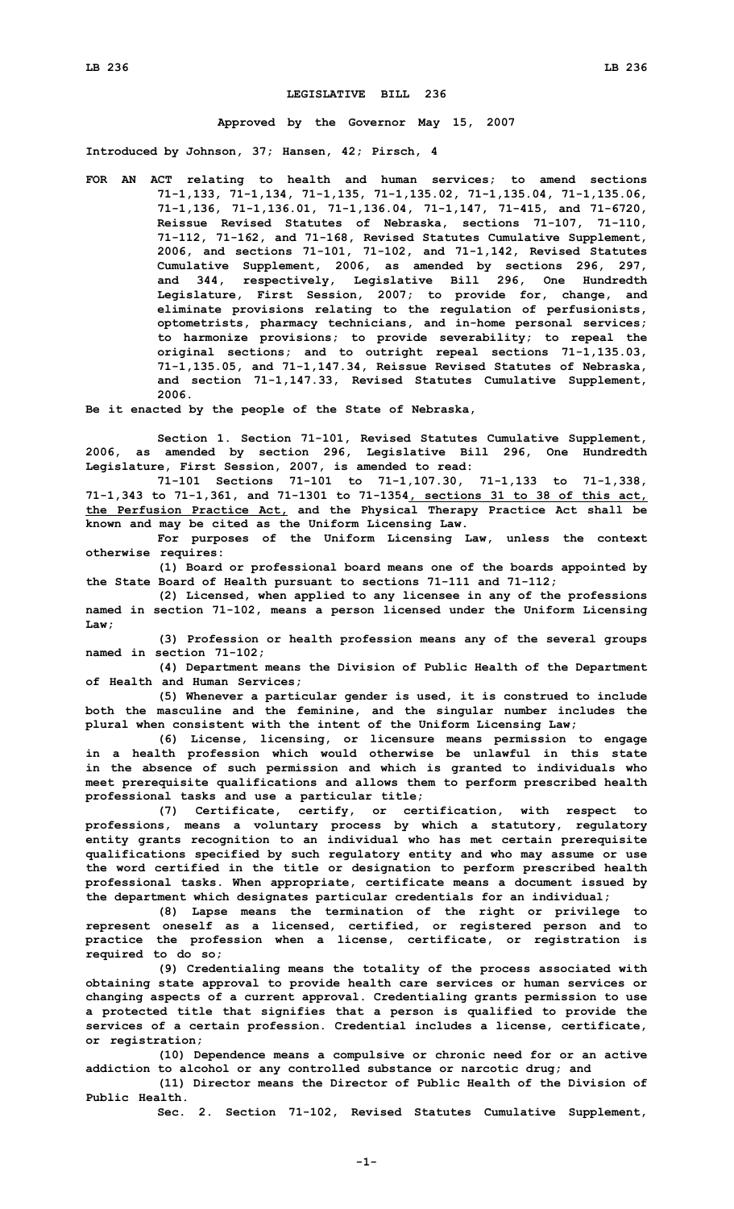# LEGISLATIVE BILL 236

**Approved by the Governor May 15, 2007**

**Introduced by Johnson, 37; Hansen, 42; Pirsch, 4**

**FOR AN ACT relating to health and human services; to amend sections 71-1,133, 71-1,134, 71-1,135, 71-1,135.02, 71-1,135.04, 71-1,135.06, 71-1,136, 71-1,136.01, 71-1,136.04, 71-1,147, 71-415, and 71-6720, Reissue Revised Statutes of Nebraska, sections 71-107, 71-110, 71-112, 71-162, and 71-168, Revised Statutes Cumulative Supplement, 2006, and sections 71-101, 71-102, and 71-1,142, Revised Statutes Cumulative Supplement, 2006, as amended by sections 296, 297, and 344, respectively, Legislative Bill 296, One Hundredth Legislature, First Session, 2007; to provide for, change, and eliminate provisions relating to the regulation of perfusionists, optometrists, pharmacy technicians, and in-home personal services; to harmonize provisions; to provide severability; to repeal the original sections; and to outright repeal sections 71-1,135.03, 71-1,135.05, and 71-1,147.34, Reissue Revised Statutes of Nebraska, and section 71-1,147.33, Revised Statutes Cumulative Supplement, 2006.**

**Be it enacted by the people of the State of Nebraska,**

**Section 1. Section 71-101, Revised Statutes Cumulative Supplement, 2006, as amended by section 296, Legislative Bill 296, One Hundredth Legislature, First Session, 2007, is amended to read:**

**71-101 Sections 71-101 to 71-1,107.30, 71-1,133 to 71-1,338, 71-1,343 to 71-1,361, and 71-1301 to 71-1354, sections 31 to 38 of this act, the Perfusion Practice Act, and the Physical Therapy Practice Act shall be known and may be cited as the Uniform Licensing Law.**

**For purposes of the Uniform Licensing Law, unless the context otherwise requires:**

**(1) Board or professional board means one of the boards appointed by the State Board of Health pursuant to sections 71-111 and 71-112;**

**(2) Licensed, when applied to any licensee in any of the professions named in section 71-102, means a person licensed under the Uniform Licensing Law;**

**(3) Profession or health profession means any of the several groups named in section 71-102;**

**(4) Department means the Division of Public Health of the Department of Health and Human Services;**

**(5) Whenever a particular gender is used, it is construed to include both the masculine and the feminine, and the singular number includes the plural when consistent with the intent of the Uniform Licensing Law;**

**(6) License, licensing, or licensure means permission to engage in a health profession which would otherwise be unlawful in this state in the absence of such permission and which is granted to individuals who meet prerequisite qualifications and allows them to perform prescribed health professional tasks and use a particular title;**

**(7) Certificate, certify, or certification, with respect to professions, means a voluntary process by which a statutory, regulatory entity grants recognition to an individual who has met certain prerequisite qualifications specified by such regulatory entity and who may assume or use the word certified in the title or designation to perform prescribed health professional tasks. When appropriate, certificate means a document issued by the department which designates particular credentials for an individual;**

**(8) Lapse means the termination of the right or privilege to represent oneself as a licensed, certified, or registered person and to practice the profession when a license, certificate, or registration is required to do so;**

**(9) Credentialing means the totality of the process associated with obtaining state approval to provide health care services or human services or changing aspects of a current approval. Credentialing grants permission to use a protected title that signifies that a person is qualified to provide the services of a certain profession. Credential includes a license, certificate, or registration;**

**(10) Dependence means a compulsive or chronic need for or an active addiction to alcohol or any controlled substance or narcotic drug; and**

**(11) Director means the Director of Public Health of the Division of Public Health.**

**Sec. 2. Section 71-102, Revised Statutes Cumulative Supplement,**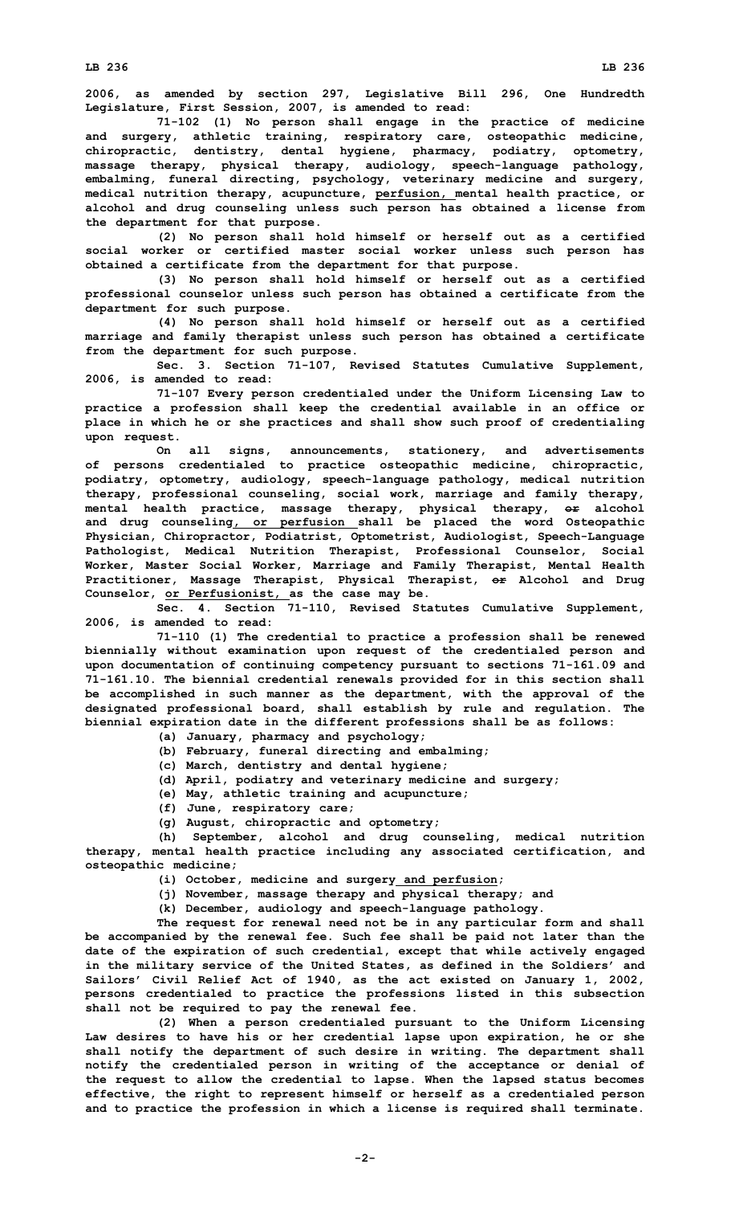2006, as amended by section 297, Legislative Bill 296, One Hundredth Legislature, First Session, 2007, is amended to read:

71-102 (1) No person shall engage in the practice of medicine and surgery, athletic training, respiratory care, osteopathic medicine, chiropractic, dentistry, dental hygiene, pharmacy, podiatry, optometry, massage therapy, physical therapy, audiology, speech-language pathology, embalming, funeral directing, psychology, veterinary medicine and surgery, medical nutrition therapy, acupuncture, perfusion, mental health practice, or alcohol and drug counseling unless such person has obtained a license from the department for that purpose.

(2) No person shall hold himself or herself out as a certified social worker or certified master social worker unless such person has obtained a certificate from the department for that purpose.

(3) No person shall hold himself or herself out as a certified professional counselor unless such person has obtained a certificate from the department for such purpose.

(4) No person shall hold himself or herself out as a certified marriage and family therapist unless such person has obtained a certificate from the department for such purpose.

Sec. 3. Section 71-107, Revised Statutes Cumulative Supplement, 2006, is amended to read:

71-107 Every person credentialed under the Uniform Licensing Law to practice a profession shall keep the credential available in an office or place in which he or she practices and shall show such proof of credentialing upon request.

On all signs, announcements, stationery, and advertisements of persons credentialed to practice osteopathic medicine, chiropractic, podiatry, optometry, audiology, speech-language pathology, medical nutrition therapy, professional counseling, social work, marriage and family therapy, mental health practice, massage therapy, physical therapy, ~~or~~ alcohol and drug counseling, or perfusion shall be placed the word Osteopathic Physician, Chiropractor, Podiatrist, Optometrist, Audiologist, Speech-Language Pathologist, Medical Nutrition Therapist, Professional Counselor, Social Worker, Master Social Worker, Marriage and Family Therapist, Mental Health Practitioner, Massage Therapist, Physical Therapist, ~~or~~ Alcohol and Drug Counselor, or Perfusionist, as the case may be.

Sec. 4. Section 71-110, Revised Statutes Cumulative Supplement, 2006, is amended to read:

71-110 (1) The credential to practice a profession shall be renewed biennially without examination upon request of the credentialed person and upon documentation of continuing competency pursuant to sections 71-161.09 and 71-161.10. The biennial credential renewals provided for in this section shall be accomplished in such manner as the department, with the approval of the designated professional board, shall establish by rule and regulation. The biennial expiration date in the different professions shall be as follows:

(a) January, pharmacy and psychology;

(b) February, funeral directing and embalming;

(c) March, dentistry and dental hygiene;

(d) April, podiatry and veterinary medicine and surgery;

(e) May, athletic training and acupuncture;

(f) June, respiratory care;

(g) August, chiropractic and optometry;

(h) September, alcohol and drug counseling, medical nutrition therapy, mental health practice including any associated certification, and osteopathic medicine;

(i) October, medicine and surgery and perfusion;

(j) November, massage therapy and physical therapy; and

(k) December, audiology and speech-language pathology.

The request for renewal need not be in any particular form and shall be accompanied by the renewal fee. Such fee shall be paid not later than the date of the expiration of such credential, except that while actively engaged in the military service of the United States, as defined in the Soldiers' and Sailors' Civil Relief Act of 1940, as the act existed on January 1, 2002, persons credentialed to practice the professions listed in this subsection shall not be required to pay the renewal fee.

(2) When a person credentialed pursuant to the Uniform Licensing Law desires to have his or her credential lapse upon expiration, he or she shall notify the department of such desire in writing. The department shall notify the credentialed person in writing of the acceptance or denial of the request to allow the credential to lapse. When the lapsed status becomes effective, the right to represent himself or herself as a credentialed person and to practice the profession in which a license is required shall terminate.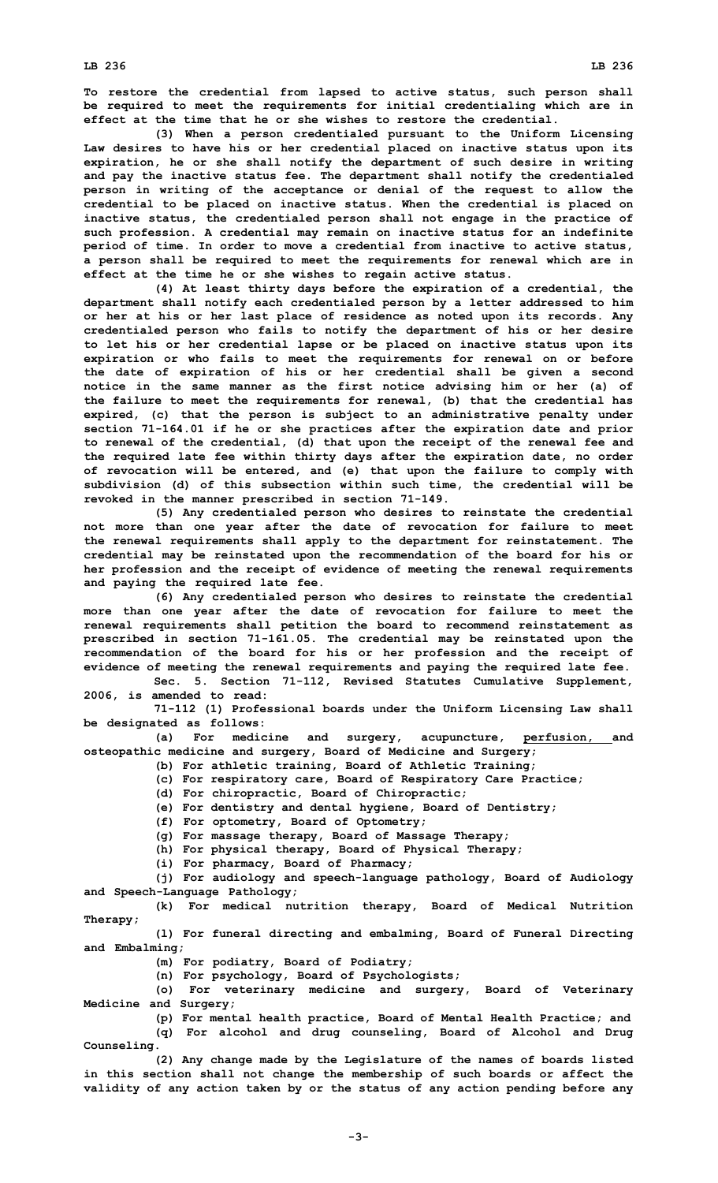To restore the credential from lapsed to active status, such person shall be required to meet the requirements for initial credentialing which are in effect at the time that he or she wishes to restore the credential.

(3) When a person credentialed pursuant to the Uniform Licensing Law desires to have his or her credential placed on inactive status upon its expiration, he or she shall notify the department of such desire in writing and pay the inactive status fee. The department shall notify the credentialed person in writing of the acceptance or denial of the request to allow the credential to be placed on inactive status. When the credential is placed on inactive status, the credentialed person shall not engage in the practice of such profession. A credential may remain on inactive status for an indefinite period of time. In order to move a credential from inactive to active status, a person shall be required to meet the requirements for renewal which are in effect at the time he or she wishes to regain active status.

(4) At least thirty days before the expiration of a credential, the department shall notify each credentialed person by a letter addressed to him or her at his or her last place of residence as noted upon its records. Any credentialed person who fails to notify the department of his or her desire to let his or her credential lapse or be placed on inactive status upon its expiration or who fails to meet the requirements for renewal on or before the date of expiration of his or her credential shall be given a second notice in the same manner as the first notice advising him or her (a) of the failure to meet the requirements for renewal, (b) that the credential has expired, (c) that the person is subject to an administrative penalty under section 71-164.01 if he or she practices after the expiration date and prior to renewal of the credential, (d) that upon the receipt of the renewal fee and the required late fee within thirty days after the expiration date, no order of revocation will be entered, and (e) that upon the failure to comply with subdivision (d) of this subsection within such time, the credential will be revoked in the manner prescribed in section 71-149.

(5) Any credentialed person who desires to reinstate the credential not more than one year after the date of revocation for failure to meet the renewal requirements shall apply to the department for reinstatement. The credential may be reinstated upon the recommendation of the board for his or her profession and the receipt of evidence of meeting the renewal requirements and paying the required late fee.

(6) Any credentialed person who desires to reinstate the credential more than one year after the date of revocation for failure to meet the renewal requirements shall petition the board to recommend reinstatement as prescribed in section 71-161.05. The credential may be reinstated upon the recommendation of the board for his or her profession and the receipt of evidence of meeting the renewal requirements and paying the required late fee.

Sec. 5. Section 71-112, Revised Statutes Cumulative Supplement, 2006, is amended to read:

71-112 (1) Professional boards under the Uniform Licensing Law shall be designated as follows:

(a) For medicine and surgery, acupuncture, perfusion, and osteopathic medicine and surgery, Board of Medicine and Surgery;

(b) For athletic training, Board of Athletic Training;

(c) For respiratory care, Board of Respiratory Care Practice;

(d) For chiropractic, Board of Chiropractic;

(e) For dentistry and dental hygiene, Board of Dentistry;

(f) For optometry, Board of Optometry;

(g) For massage therapy, Board of Massage Therapy;

(h) For physical therapy, Board of Physical Therapy;

(i) For pharmacy, Board of Pharmacy;

(j) For audiology and speech-language pathology, Board of Audiology and Speech-Language Pathology;

(k) For medical nutrition therapy, Board of Medical Nutrition Therapy;

(l) For funeral directing and embalming, Board of Funeral Directing and Embalming;

(m) For podiatry, Board of Podiatry;

(n) For psychology, Board of Psychologists;

(o) For veterinary medicine and surgery, Board of Veterinary Medicine and Surgery;

(p) For mental health practice, Board of Mental Health Practice; and

(q) For alcohol and drug counseling, Board of Alcohol and Drug Counseling.

(2) Any change made by the Legislature of the names of boards listed in this section shall not change the membership of such boards or affect the validity of any action taken by or the status of any action pending before any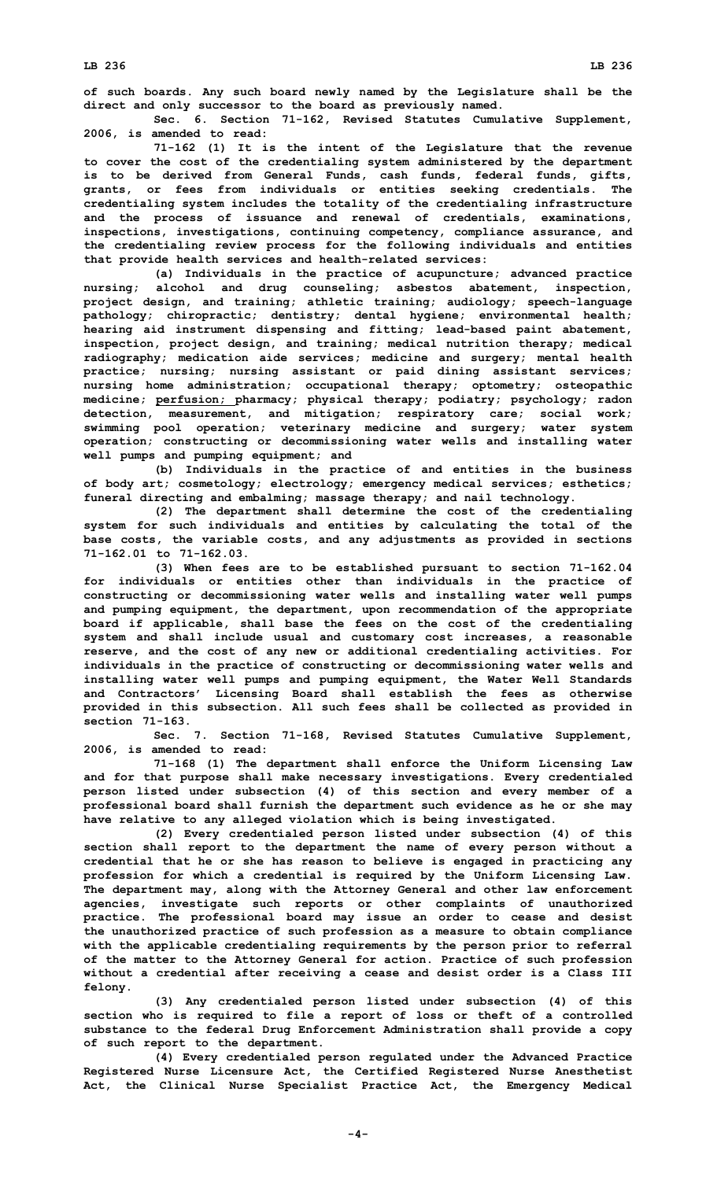of such boards. Any such board newly named by the Legislature shall be the direct and only successor to the board as previously named.

Sec. 6. Section 71-162, Revised Statutes Cumulative Supplement, 2006, is amended to read:

71-162 (1) It is the intent of the Legislature that the revenue to cover the cost of the credentialing system administered by the department is to be derived from General Funds, cash funds, federal funds, gifts, grants, or fees from individuals or entities seeking credentials. The credentialing system includes the totality of the credentialing infrastructure and the process of issuance and renewal of credentials, examinations, inspections, investigations, continuing competency, compliance assurance, and the credentialing review process for the following individuals and entities that provide health services and health-related services:

(a) Individuals in the practice of acupuncture; advanced practice nursing; alcohol and drug counseling; asbestos abatement, inspection, project design, and training; athletic training; audiology; speech-language pathology; chiropractic; dentistry; dental hygiene; environmental health; hearing aid instrument dispensing and fitting; lead-based paint abatement, inspection, project design, and training; medical nutrition therapy; medical radiography; medication aide services; medicine and surgery; mental health practice; nursing; nursing assistant or paid dining assistant services; nursing home administration; occupational therapy; optometry; osteopathic medicine; perfusion; pharmacy; physical therapy; podiatry; psychology; radon detection, measurement, and mitigation; respiratory care; social work; swimming pool operation; veterinary medicine and surgery; water system operation; constructing or decommissioning water wells and installing water well pumps and pumping equipment; and

(b) Individuals in the practice of and entities in the business of body art; cosmetology; electrology; emergency medical services; esthetics; funeral directing and embalming; massage therapy; and nail technology.

(2) The department shall determine the cost of the credentialing system for such individuals and entities by calculating the total of the base costs, the variable costs, and any adjustments as provided in sections 71-162.01 to 71-162.03.

(3) When fees are to be established pursuant to section 71-162.04 for individuals or entities other than individuals in the practice of constructing or decommissioning water wells and installing water well pumps and pumping equipment, the department, upon recommendation of the appropriate board if applicable, shall base the fees on the cost of the credentialing system and shall include usual and customary cost increases, a reasonable reserve, and the cost of any new or additional credentialing activities. For individuals in the practice of constructing or decommissioning water wells and installing water well pumps and pumping equipment, the Water Well Standards and Contractors' Licensing Board shall establish the fees as otherwise provided in this subsection. All such fees shall be collected as provided in section 71-163.

Sec. 7. Section 71-168, Revised Statutes Cumulative Supplement, 2006, is amended to read:

71-168 (1) The department shall enforce the Uniform Licensing Law and for that purpose shall make necessary investigations. Every credentialed person listed under subsection (4) of this section and every member of a professional board shall furnish the department such evidence as he or she may have relative to any alleged violation which is being investigated.

(2) Every credentialed person listed under subsection (4) of this section shall report to the department the name of every person without a credential that he or she has reason to believe is engaged in practicing any profession for which a credential is required by the Uniform Licensing Law. The department may, along with the Attorney General and other law enforcement agencies, investigate such reports or other complaints of unauthorized practice. The professional board may issue an order to cease and desist the unauthorized practice of such profession as a measure to obtain compliance with the applicable credentialing requirements by the person prior to referral of the matter to the Attorney General for action. Practice of such profession without a credential after receiving a cease and desist order is a Class III felony.

(3) Any credentialed person listed under subsection (4) of this section who is required to file a report of loss or theft of a controlled substance to the federal Drug Enforcement Administration shall provide a copy of such report to the department.

(4) Every credentialed person regulated under the Advanced Practice Registered Nurse Licensure Act, the Certified Registered Nurse Anesthetist Act, the Clinical Nurse Specialist Practice Act, the Emergency Medical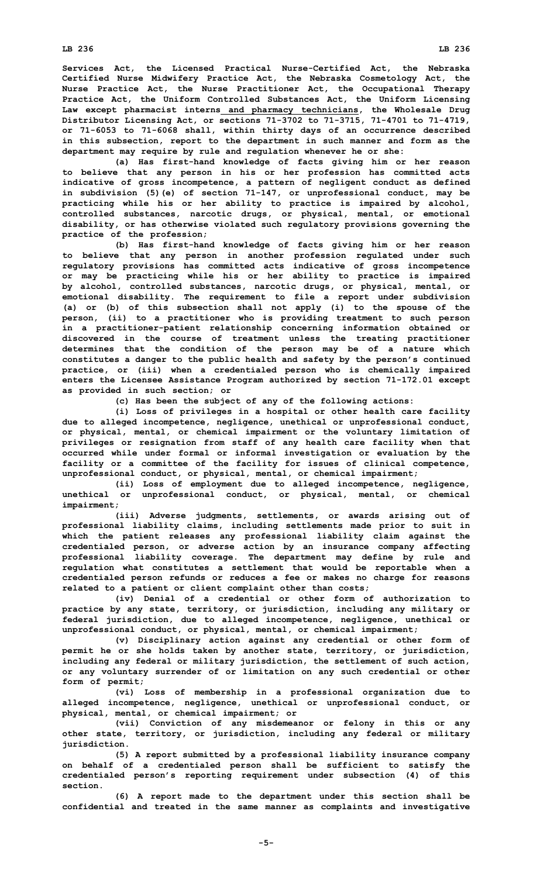**Services Act, the Licensed Practical Nurse-Certified Act, the Nebraska Certified Nurse Midwifery Practice Act, the Nebraska Cosmetology Act, the Nurse Practice Act, the Nurse Practitioner Act, the Occupational Therapy Practice Act, the Uniform Controlled Substances Act, the Uniform Licensing Law except pharmacist interns and pharmacy technicians, the Wholesale Drug Distributor Licensing Act, or sections 71-3702 to 71-3715, 71-4701 to 71-4719, or 71-6053 to 71-6068 shall, within thirty days of an occurrence described in this subsection, report to the department in such manner and form as the department may require by rule and regulation whenever he or she:**

**(a) Has first-hand knowledge of facts giving him or her reason to believe that any person in his or her profession has committed acts indicative of gross incompetence, a pattern of negligent conduct as defined in subdivision (5)(e) of section 71-147, or unprofessional conduct, may be practicing while his or her ability to practice is impaired by alcohol, controlled substances, narcotic drugs, or physical, mental, or emotional disability, or has otherwise violated such regulatory provisions governing the practice of the profession;**

**(b) Has first-hand knowledge of facts giving him or her reason to believe that any person in another profession regulated under such regulatory provisions has committed acts indicative of gross incompetence or may be practicing while his or her ability to practice is impaired by alcohol, controlled substances, narcotic drugs, or physical, mental, or emotional disability. The requirement to file a report under subdivision (a) or (b) of this subsection shall not apply (i) to the spouse of the person, (ii) to a practitioner who is providing treatment to such person in a practitioner-patient relationship concerning information obtained or discovered in the course of treatment unless the treating practitioner determines that the condition of the person may be of a nature which constitutes a danger to the public health and safety by the person's continued practice, or (iii) when a credentialed person who is chemically impaired enters the Licensee Assistance Program authorized by section 71-172.01 except as provided in such section; or**

**(c) Has been the subject of any of the following actions:**

**(i) Loss of privileges in a hospital or other health care facility due to alleged incompetence, negligence, unethical or unprofessional conduct, or physical, mental, or chemical impairment or the voluntary limitation of privileges or resignation from staff of any health care facility when that occurred while under formal or informal investigation or evaluation by the facility or a committee of the facility for issues of clinical competence, unprofessional conduct, or physical, mental, or chemical impairment;**

**(ii) Loss of employment due to alleged incompetence, negligence, unethical or unprofessional conduct, or physical, mental, or chemical impairment;**

**(iii) Adverse judgments, settlements, or awards arising out of professional liability claims, including settlements made prior to suit in which the patient releases any professional liability claim against the credentialed person, or adverse action by an insurance company affecting professional liability coverage. The department may define by rule and regulation what constitutes a settlement that would be reportable when a credentialed person refunds or reduces a fee or makes no charge for reasons related to a patient or client complaint other than costs;**

**(iv) Denial of a credential or other form of authorization to practice by any state, territory, or jurisdiction, including any military or federal jurisdiction, due to alleged incompetence, negligence, unethical or unprofessional conduct, or physical, mental, or chemical impairment;**

**(v) Disciplinary action against any credential or other form of permit he or she holds taken by another state, territory, or jurisdiction, including any federal or military jurisdiction, the settlement of such action, or any voluntary surrender of or limitation on any such credential or other form of permit;**

**(vi) Loss of membership in a professional organization due to alleged incompetence, negligence, unethical or unprofessional conduct, or physical, mental, or chemical impairment; or**

**(vii) Conviction of any misdemeanor or felony in this or any other state, territory, or jurisdiction, including any federal or military jurisdiction.**

**(5) A report submitted by a professional liability insurance company on behalf of a credentialed person shall be sufficient to satisfy the credentialed person's reporting requirement under subsection (4) of this section.**

**(6) A report made to the department under this section shall be confidential and treated in the same manner as complaints and investigative**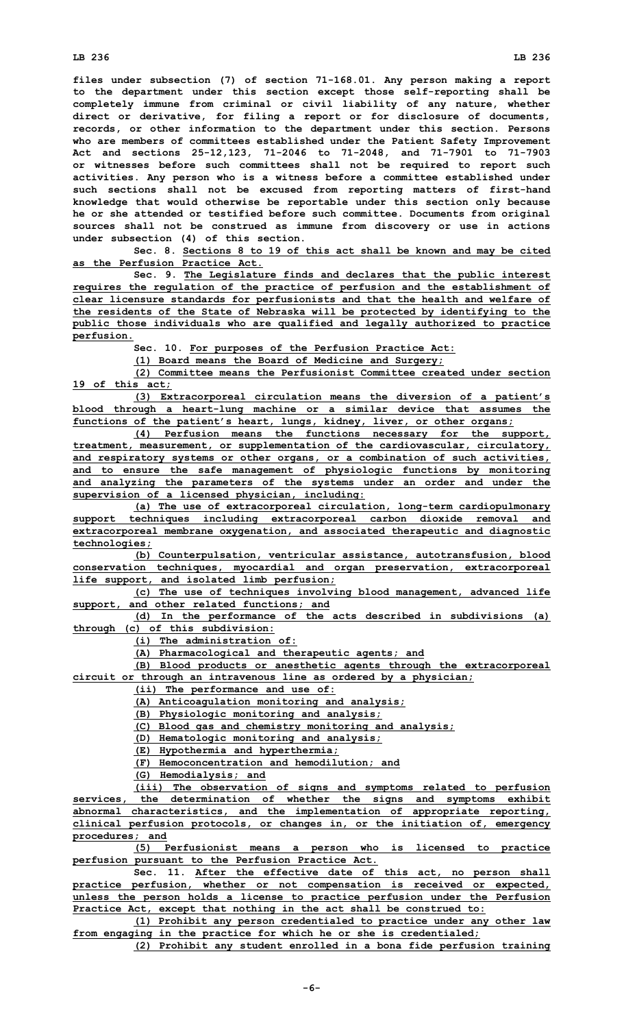**files under subsection (7) of section 71-168.01. Any person making a report to the department under this section except those self-reporting shall be completely immune from criminal or civil liability of any nature, whether direct or derivative, for filing a report or for disclosure of documents, records, or other information to the department under this section. Persons who are members of committees established under the Patient Safety Improvement Act and sections 25-12,123, 71-2046 to 71-2048, and 71-7901 to 71-7903 or witnesses before such committees shall not be required to report such activities. Any person who is a witness before a committee established under such sections shall not be excused from reporting matters of first-hand knowledge that would otherwise be reportable under this section only because he or she attended or testified before such committee. Documents from original sources shall not be construed as immune from discovery or use in actions under subsection (4) of this section.**

**Sec. 8. Sections 8 to 19 of this act shall be known and may be cited as the Perfusion Practice Act.**

**Sec. 9. The Legislature finds and declares that the public interest requires the regulation of the practice of perfusion and the establishment of clear licensure standards for perfusionists and that the health and welfare of the residents of the State of Nebraska will be protected by identifying to the public those individuals who are qualified and legally authorized to practice perfusion.**

**Sec. 10. For purposes of the Perfusion Practice Act:**

**(1) Board means the Board of Medicine and Surgery;**

**(2) Committee means the Perfusionist Committee created under section 19 of this act;**

**(3) Extracorporeal circulation means the diversion of a patient's blood through a heart-lung machine or a similar device that assumes the functions of the patient's heart, lungs, kidney, liver, or other organs;**

**(4) Perfusion means the functions necessary for the support, treatment, measurement, or supplementation of the cardiovascular, circulatory, and respiratory systems or other organs, or a combination of such activities, and to ensure the safe management of physiologic functions by monitoring and analyzing the parameters of the systems under an order and under the supervision of a licensed physician, including:**

**(a) The use of extracorporeal circulation, long-term cardiopulmonary support techniques including extracorporeal carbon dioxide removal and extracorporeal membrane oxygenation, and associated therapeutic and diagnostic technologies;**

**(b) Counterpulsation, ventricular assistance, autotransfusion, blood conservation techniques, myocardial and organ preservation, extracorporeal life support, and isolated limb perfusion;**

**(c) The use of techniques involving blood management, advanced life support, and other related functions; and**

**(d) In the performance of the acts described in subdivisions (a) through (c) of this subdivision:**

**(i) The administration of:**

**(A) Pharmacological and therapeutic agents; and**

**(B) Blood products or anesthetic agents through the extracorporeal circuit or through an intravenous line as ordered by a physician;**

**(ii) The performance and use of:**

**(A) Anticoagulation monitoring and analysis;**

**(B) Physiologic monitoring and analysis;**

**(C) Blood gas and chemistry monitoring and analysis;**

**(D) Hematologic monitoring and analysis;**

**(E) Hypothermia and hyperthermia;**

**(F) Hemoconcentration and hemodilution; and**

**(G) Hemodialysis; and**

**(iii) The observation of signs and symptoms related to perfusion services, the determination of whether the signs and symptoms exhibit abnormal characteristics, and the implementation of appropriate reporting, clinical perfusion protocols, or changes in, or the initiation of, emergency procedures; and**

**(5) Perfusionist means a person who is licensed to practice perfusion pursuant to the Perfusion Practice Act.**

**Sec. 11. After the effective date of this act, no person shall practice perfusion, whether or not compensation is received or expected, unless the person holds a license to practice perfusion under the Perfusion Practice Act, except that nothing in the act shall be construed to:**

**(1) Prohibit any person credentialed to practice under any other law from engaging in the practice for which he or she is credentialed;**

**(2) Prohibit any student enrolled in a bona fide perfusion training**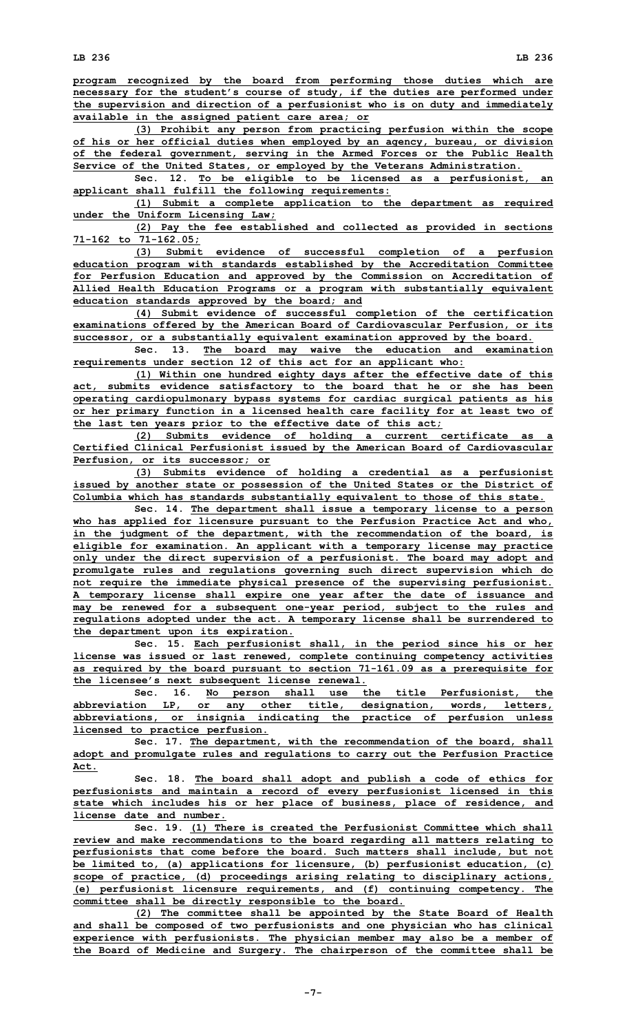program recognized by the board from performing those duties which are necessary for the student's course of study, if the duties are performed under the supervision and direction of a perfusionist who is on duty and immediately available in the assigned patient care area; or

(3) Prohibit any person from practicing perfusion within the scope of his or her official duties when employed by an agency, bureau, or division of the federal government, serving in the Armed Forces or the Public Health Service of the United States, or employed by the Veterans Administration.

Sec. 12. To be eligible to be licensed as a perfusionist, an applicant shall fulfill the following requirements:

(1) Submit a complete application to the department as required under the Uniform Licensing Law;

(2) Pay the fee established and collected as provided in sections 71-162 to 71-162.05;

(3) Submit evidence of successful completion of a perfusion education program with standards established by the Accreditation Committee for Perfusion Education and approved by the Commission on Accreditation of Allied Health Education Programs or a program with substantially equivalent education standards approved by the board; and

(4) Submit evidence of successful completion of the certification examinations offered by the American Board of Cardiovascular Perfusion, or its successor, or a substantially equivalent examination approved by the board.

Sec. 13. The board may waive the education and examination requirements under section 12 of this act for an applicant who:

(1) Within one hundred eighty days after the effective date of this act, submits evidence satisfactory to the board that he or she has been operating cardiopulmonary bypass systems for cardiac surgical patients as his or her primary function in a licensed health care facility for at least two of the last ten years prior to the effective date of this act;

(2) Submits evidence of holding a current certificate as a Certified Clinical Perfusionist issued by the American Board of Cardiovascular Perfusion, or its successor; or

(3) Submits evidence of holding a credential as a perfusionist issued by another state or possession of the United States or the District of Columbia which has standards substantially equivalent to those of this state.

Sec. 14. The department shall issue a temporary license to a person who has applied for licensure pursuant to the Perfusion Practice Act and who, in the judgment of the department, with the recommendation of the board, is eligible for examination. An applicant with a temporary license may practice only under the direct supervision of a perfusionist. The board may adopt and promulgate rules and regulations governing such direct supervision which do not require the immediate physical presence of the supervising perfusionist. A temporary license shall expire one year after the date of issuance and may be renewed for a subsequent one-year period, subject to the rules and regulations adopted under the act. A temporary license shall be surrendered to the department upon its expiration.

Sec. 15. Each perfusionist shall, in the period since his or her license was issued or last renewed, complete continuing competency activities as required by the board pursuant to section 71-161.09 as a prerequisite for the licensee's next subsequent license renewal.

Sec. 16. No person shall use the title Perfusionist, the abbreviation LP, or any other title, designation, words, letters, abbreviations, or insignia indicating the practice of perfusion unless licensed to practice perfusion.

Sec. 17. The department, with the recommendation of the board, shall adopt and promulgate rules and regulations to carry out the Perfusion Practice Act.

Sec. 18. The board shall adopt and publish a code of ethics for perfusionists and maintain a record of every perfusionist licensed in this state which includes his or her place of business, place of residence, and license date and number.

Sec. 19. (1) There is created the Perfusionist Committee which shall review and make recommendations to the board regarding all matters relating to perfusionists that come before the board. Such matters shall include, but not be limited to, (a) applications for licensure, (b) perfusionist education, (c) scope of practice, (d) proceedings arising relating to disciplinary actions, (e) perfusionist licensure requirements, and (f) continuing competency. The committee shall be directly responsible to the board.

(2) The committee shall be appointed by the State Board of Health and shall be composed of two perfusionists and one physician who has clinical experience with perfusionists. The physician member may also be a member of the Board of Medicine and Surgery. The chairperson of the committee shall be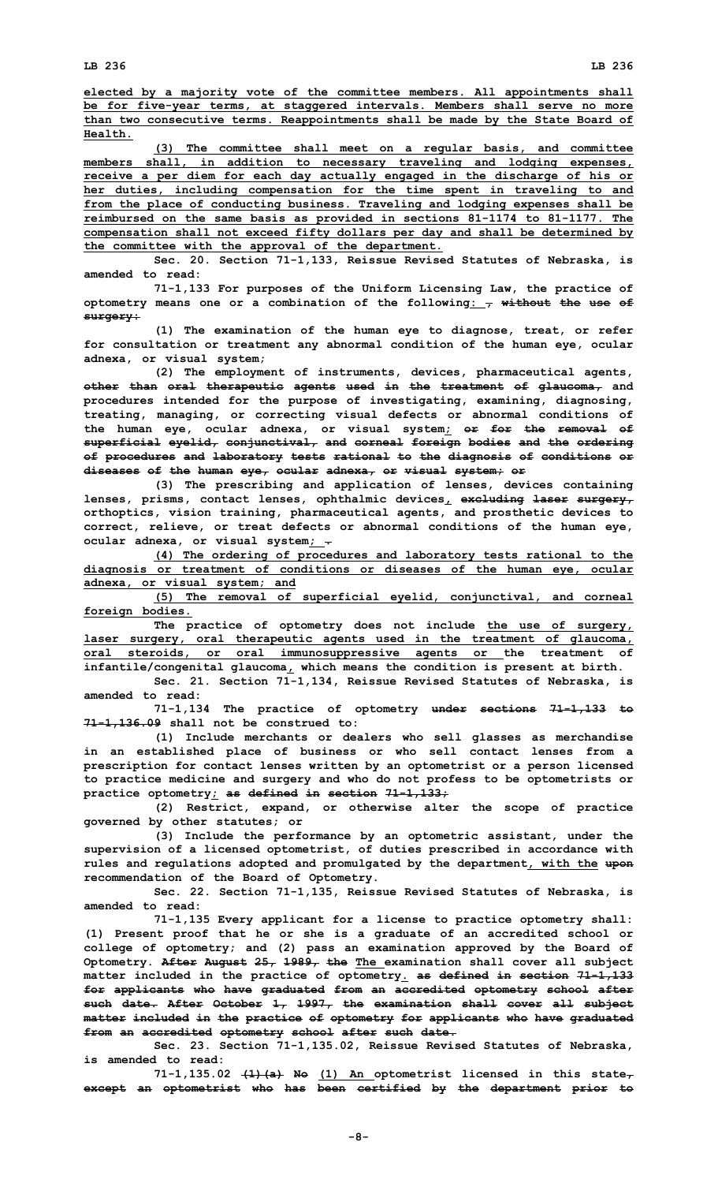elected by a majority vote of the committee members. All appointments shall be for five-year terms, at staggered intervals. Members shall serve no more than two consecutive terms. Reappointments shall be made by the State Board of Health.

(3) The committee shall meet on a regular basis, and committee members shall, in addition to necessary traveling and lodging expenses, receive a per diem for each day actually engaged in the discharge of his or her duties, including compensation for the time spent in traveling to and from the place of conducting business. Traveling and lodging expenses shall be reimbursed on the same basis as provided in sections 81-1174 to 81-1177. The compensation shall not exceed fifty dollars per day and shall be determined by the committee with the approval of the department.

Sec. 20. Section 71-1,133, Reissue Revised Statutes of Nebraska, is amended to read:

71-1,133 For purposes of the Uniform Licensing Law, the practice of optometry means one or a combination of the following: , without the use of surgery:

(1) The examination of the human eye to diagnose, treat, or refer for consultation or treatment any abnormal condition of the human eye, ocular adnexa, or visual system;

(2) The employment of instruments, devices, pharmaceutical agents, other than oral therapeutic agents used in the treatment of glaucoma, and procedures intended for the purpose of investigating, examining, diagnosing, treating, managing, or correcting visual defects or abnormal conditions of the human eye, ocular adnexa, or visual system; or for the removal of superficial eyelid, conjunctival, and corneal foreign bodies and the ordering of procedures and laboratory tests rational to the diagnosis of conditions or diseases of the human eye, ocular adnexa, or visual system; or

(3) The prescribing and application of lenses, devices containing lenses, prisms, contact lenses, ophthalmic devices, excluding laser surgery, orthoptics, vision training, pharmaceutical agents, and prosthetic devices to correct, relieve, or treat defects or abnormal conditions of the human eye, ocular adnexa, or visual system; .

(4) The ordering of procedures and laboratory tests rational to the diagnosis or treatment of conditions or diseases of the human eye, ocular adnexa, or visual system; and

(5) The removal of superficial eyelid, conjunctival, and corneal foreign bodies.

The practice of optometry does not include the use of surgery, laser surgery, oral therapeutic agents used in the treatment of glaucoma, oral steroids, or oral immunosuppressive agents or the treatment of infantile/congenital glaucoma, which means the condition is present at birth.

Sec. 21. Section 71-1,134, Reissue Revised Statutes of Nebraska, is amended to read:

71-1,134 The practice of optometry under sections 71-1,133 to 71-1,136.09 shall not be construed to:

(1) Include merchants or dealers who sell glasses as merchandise in an established place of business or who sell contact lenses from a prescription for contact lenses written by an optometrist or a person licensed to practice medicine and surgery and who do not profess to be optometrists or practice optometry; as defined in section 71-1,133;

(2) Restrict, expand, or otherwise alter the scope of practice governed by other statutes; or

(3) Include the performance by an optometric assistant, under the supervision of a licensed optometrist, of duties prescribed in accordance with rules and regulations adopted and promulgated by the department, with the upon recommendation of the Board of Optometry.

Sec. 22. Section 71-1,135, Reissue Revised Statutes of Nebraska, is amended to read:

71-1,135 Every applicant for a license to practice optometry shall: (1) Present proof that he or she is a graduate of an accredited school or college of optometry; and (2) pass an examination approved by the Board of Optometry. After August 25, 1989, the The examination shall cover all subject matter included in the practice of optometry. as defined in section 71-1,133 for applicants who have graduated from an accredited optometry school after such date. After October 1, 1997, the examination shall cover all subject matter included in the practice of optometry for applicants who have graduated from an accredited optometry school after such date.

Sec. 23. Section 71-1,135.02, Reissue Revised Statutes of Nebraska, is amended to read:

71-1,135.02 (1)(a) No (1) An optometrist licensed in this state, except an optometrist who has been certified by the department prior to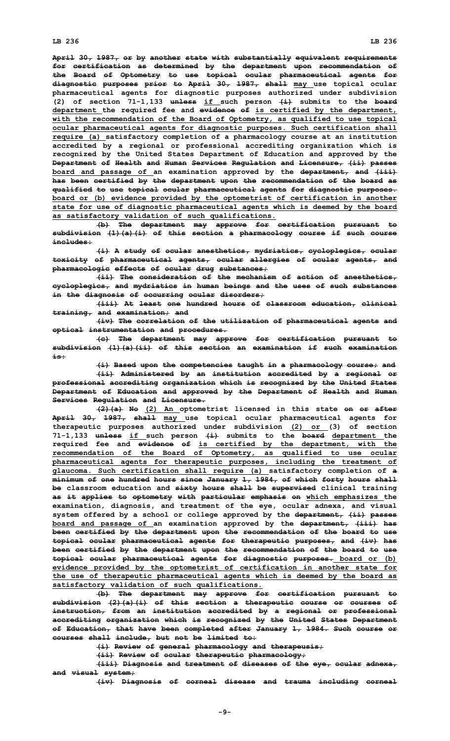~~April 30, 1987, or by another state with substantially equivalent requirements for certification as determined by the department upon recommendation of the Board of Optometry to use topical ocular pharmaceutical agents for diagnostic purposes prior to April 30, 1987, shall~~ <u>may</u> use topical ocular pharmaceutical agents for diagnostic purposes authorized under subdivision (2) of section 71-1,133 ~~unless~~ <u>if</u> such person ~~(i)~~ submits to the ~~board~~ <u>department</u> the required fee and ~~evidence of~~ <u>is certified by the department, with the recommendation of the Board of Optometry, as qualified to use topical ocular pharmaceutical agents for diagnostic purposes. Such certification shall require (a)</u> satisfactory completion of a pharmacology course at an institution accredited by a regional or professional accrediting organization which is recognized by the United States Department of Education and approved by the ~~Department of Health and Human Services Regulation and Licensure, (ii) passes~~ <u>board and passage of</u> an examination approved by the ~~department, and (iii) has been certified by the department upon the recommendation of the board as qualified to use topical ocular pharmaceutical agents for diagnostic purposes.~~ <u>board or (b) evidence provided by the optometrist of certification in another state for use of diagnostic pharmaceutical agents which is deemed by the board as satisfactory validation of such qualifications.</u>

~~(b) The department may approve for certification pursuant to subdivision (1)(a)(i) of this section a pharmacology course if such course includes:~~

~~(i) A study of ocular anesthetics, mydriatics, cycloplegics, ocular toxicity of pharmaceutical agents, ocular allergies of ocular agents, and pharmacologic effects of ocular drug substances;~~

~~(ii) The consideration of the mechanism of action of anesthetics, cycloplegics, and mydriatics in human beings and the uses of such substances in the diagnosis of occurring ocular disorders;~~

~~(iii) At least one hundred hours of classroom education, clinical training, and examination; and~~

~~(iv) The correlation of the utilization of pharmaceutical agents and optical instrumentation and procedures.~~

~~(c) The department may approve for certification pursuant to subdivision (1)(a)(ii) of this section an examination if such examination is:~~

~~(i) Based upon the competencies taught in a pharmacology course; and~~

~~(ii) Administered by an institution accredited by a regional or professional accrediting organization which is recognized by the United States Department of Education and approved by the Department of Health and Human Services Regulation and Licensure.~~

~~(2)(a) No~~ <u>(2) An</u> optometrist licensed in this state ~~on or after April 30, 1987, shall~~ <u>may</u> use topical ocular pharmaceutical agents for therapeutic purposes authorized under subdivision <u>(2) or</u> (3) of section 71-1,133 ~~unless~~ <u>if</u> such person ~~(i)~~ submits to the ~~board~~ <u>department</u> the required fee and ~~evidence of~~ <u>is certified by the department, with the recommendation of the Board of Optometry, as qualified to use ocular pharmaceutical agents for therapeutic purposes, including the treatment of glaucoma. Such certification shall require (a)</u> satisfactory completion of ~~a minimum of one hundred hours since January 1, 1984, of which forty hours shall be~~ classroom education and ~~sixty hours shall be supervised~~ clinical training ~~as it applies to optometry with particular emphasis on~~ <u>which emphasizes</u> the examination, diagnosis, and treatment of the eye, ocular adnexa, and visual system offered by a school or college approved by the ~~department, (ii) passes~~ <u>board and passage of</u> an examination approved by the ~~department, (iii) has been certified by the department upon the recommendation of the board to use topical ocular pharmaceutical agents for therapeutic purposes, and (iv) has been certified by the department upon the recommendation of the board to use topical ocular pharmaceutical agents for diagnostic purposes.~~ <u>board or (b) evidence provided by the optometrist of certification in another state for the use of therapeutic pharmaceutical agents which is deemed by the board as satisfactory validation of such qualifications.</u>

~~(b) The department may approve for certification pursuant to subdivision (2)(a)(i) of this section a therapeutic course or courses of instruction, from an institution accredited by a regional or professional accrediting organization which is recognized by the United States Department of Education, that have been completed after January 1, 1984. Such course or courses shall include, but not be limited to:~~

~~(i) Review of general pharmacology and therapeusis;~~

~~(ii) Review of ocular therapeutic pharmacology;~~

~~(iii) Diagnosis and treatment of diseases of the eye, ocular adnexa, and visual system;~~

~~(iv) Diagnosis of corneal disease and trauma including corneal~~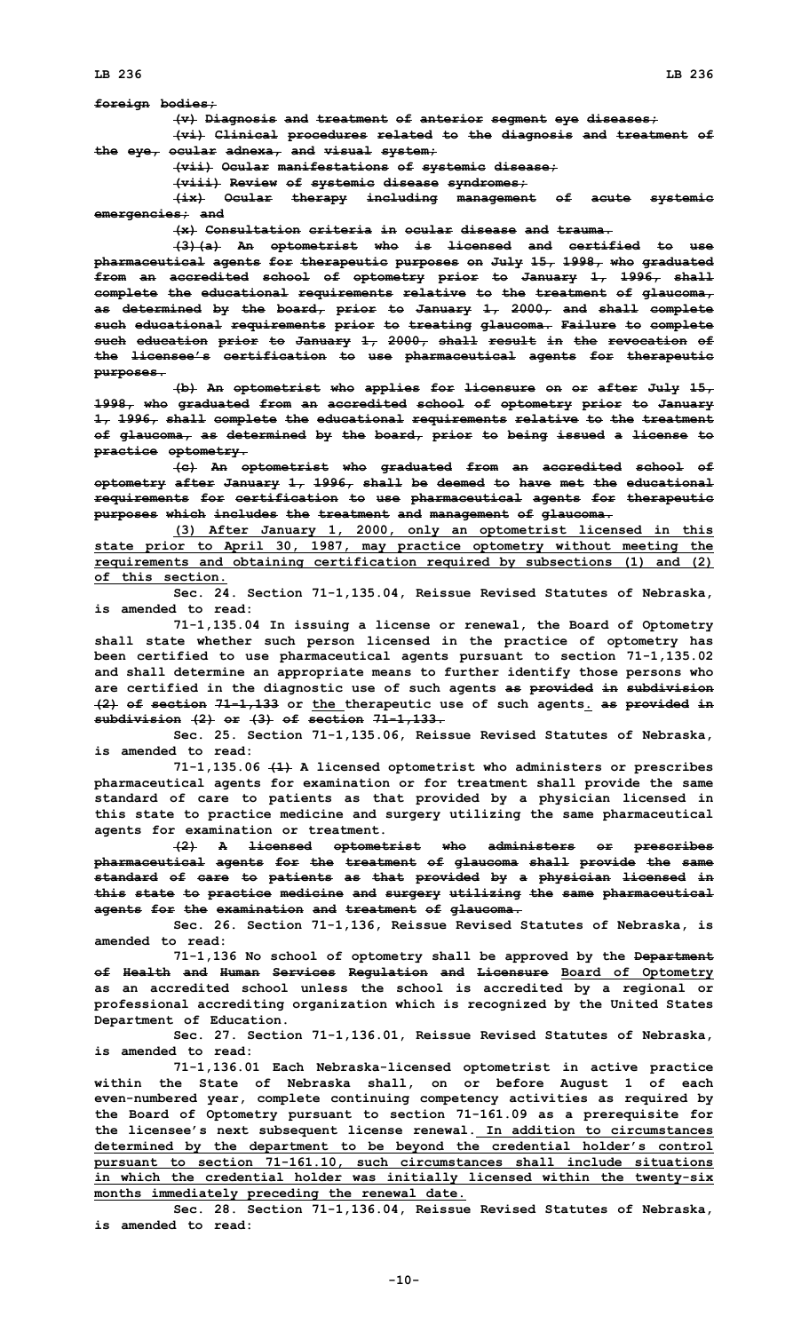foreign bodies;

~~(v) Diagnosis and treatment of anterior segment eye diseases;~~

~~(vi) Clinical procedures related to the diagnosis and treatment of the eye, ocular adnexa, and visual system;~~

~~(vii) Ocular manifestations of systemic disease;~~

~~(viii) Review of systemic disease syndromes;~~

~~(ix) Ocular therapy including management of acute systemic emergencies; and~~

~~(x) Consultation criteria in ocular disease and trauma.~~

~~(3)(a) An optometrist who is licensed and certified to use pharmaceutical agents for therapeutic purposes on July 15, 1998, who graduated from an accredited school of optometry prior to January 1, 1996, shall complete the educational requirements relative to the treatment of glaucoma, as determined by the board, prior to January 1, 2000, and shall complete such educational requirements prior to treating glaucoma. Failure to complete such education prior to January 1, 2000, shall result in the revocation of the licensee's certification to use pharmaceutical agents for therapeutic purposes.~~

~~(b) An optometrist who applies for licensure on or after July 15, 1998, who graduated from an accredited school of optometry prior to January 1, 1996, shall complete the educational requirements relative to the treatment of glaucoma, as determined by the board, prior to being issued a license to practice optometry.~~

~~(c) An optometrist who graduated from an accredited school of optometry after January 1, 1996, shall be deemed to have met the educational requirements for certification to use pharmaceutical agents for therapeutic purposes which includes the treatment and management of glaucoma.~~

(3) After January 1, 2000, only an optometrist licensed in this state prior to April 30, 1987, may practice optometry without meeting the requirements and obtaining certification required by subsections (1) and (2) of this section.

Sec. 24. Section 71-1,135.04, Reissue Revised Statutes of Nebraska, is amended to read:

71-1,135.04 In issuing a license or renewal, the Board of Optometry shall state whether such person licensed in the practice of optometry has been certified to use pharmaceutical agents pursuant to section 71-1,135.02 and shall determine an appropriate means to further identify those persons who are certified in the diagnostic use of such agents ~~as provided in subdivision (2) of section 71-1,133~~ or the therapeutic use of such agents. ~~as provided in subdivision (2) or (3) of section 71-1,133.~~

Sec. 25. Section 71-1,135.06, Reissue Revised Statutes of Nebraska, is amended to read:

71-1,135.06 ~~(1)~~ A licensed optometrist who administers or prescribes pharmaceutical agents for examination or for treatment shall provide the same standard of care to patients as that provided by a physician licensed in this state to practice medicine and surgery utilizing the same pharmaceutical agents for examination or treatment.

~~(2) A licensed optometrist who administers or prescribes pharmaceutical agents for the treatment of glaucoma shall provide the same standard of care to patients as that provided by a physician licensed in this state to practice medicine and surgery utilizing the same pharmaceutical agents for the examination and treatment of glaucoma.~~

Sec. 26. Section 71-1,136, Reissue Revised Statutes of Nebraska, is amended to read:

71-1,136 No school of optometry shall be approved by the ~~Department of Health and Human Services Regulation and Licensure~~ Board of Optometry as an accredited school unless the school is accredited by a regional or professional accrediting organization which is recognized by the United States Department of Education.

Sec. 27. Section 71-1,136.01, Reissue Revised Statutes of Nebraska, is amended to read:

71-1,136.01 Each Nebraska-licensed optometrist in active practice within the State of Nebraska shall, on or before August 1 of each even-numbered year, complete continuing competency activities as required by the Board of Optometry pursuant to section 71-161.09 as a prerequisite for the licensee's next subsequent license renewal. In addition to circumstances determined by the department to be beyond the credential holder's control pursuant to section 71-161.10, such circumstances shall include situations in which the credential holder was initially licensed within the twenty-six months immediately preceding the renewal date.

Sec. 28. Section 71-1,136.04, Reissue Revised Statutes of Nebraska, is amended to read: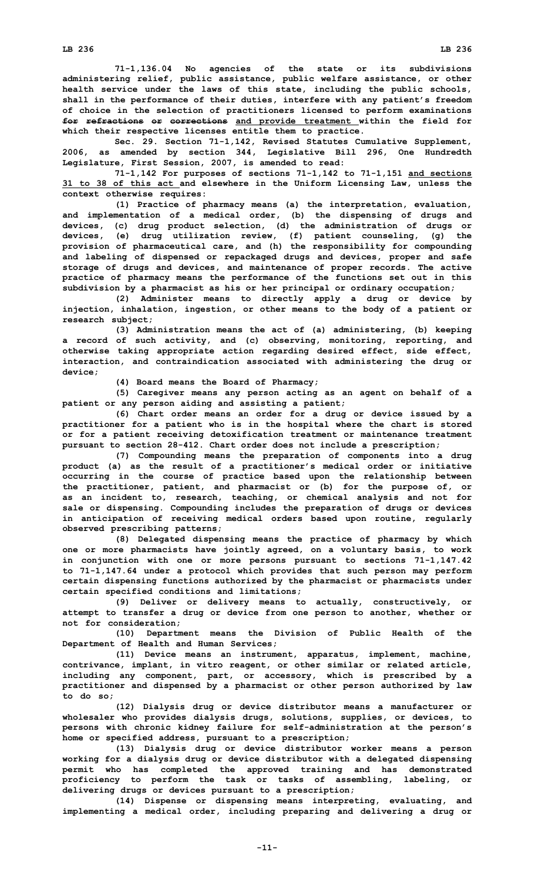71-1,136.04 No agencies of the state or its subdivisions administering relief, public assistance, public welfare assistance, or other health service under the laws of this state, including the public schools, shall in the performance of their duties, interfere with any patient's freedom of choice in the selection of practitioners licensed to perform examinations ~~for refractions or corrections~~ and provide treatment within the field for which their respective licenses entitle them to practice.

Sec. 29. Section 71-1,142, Revised Statutes Cumulative Supplement, 2006, as amended by section 344, Legislative Bill 296, One Hundredth Legislature, First Session, 2007, is amended to read:

71-1,142 For purposes of sections 71-1,142 to 71-1,151 and sections 31 to 38 of this act and elsewhere in the Uniform Licensing Law, unless the context otherwise requires:

(1) Practice of pharmacy means (a) the interpretation, evaluation, and implementation of a medical order, (b) the dispensing of drugs and devices, (c) drug product selection, (d) the administration of drugs or devices, (e) drug utilization review, (f) patient counseling, (g) the provision of pharmaceutical care, and (h) the responsibility for compounding and labeling of dispensed or repackaged drugs and devices, proper and safe storage of drugs and devices, and maintenance of proper records. The active practice of pharmacy means the performance of the functions set out in this subdivision by a pharmacist as his or her principal or ordinary occupation;

(2) Administer means to directly apply a drug or device by injection, inhalation, ingestion, or other means to the body of a patient or research subject;

(3) Administration means the act of (a) administering, (b) keeping a record of such activity, and (c) observing, monitoring, reporting, and otherwise taking appropriate action regarding desired effect, side effect, interaction, and contraindication associated with administering the drug or device;

(4) Board means the Board of Pharmacy;

(5) Caregiver means any person acting as an agent on behalf of a patient or any person aiding and assisting a patient;

(6) Chart order means an order for a drug or device issued by a practitioner for a patient who is in the hospital where the chart is stored or for a patient receiving detoxification treatment or maintenance treatment pursuant to section 28-412. Chart order does not include a prescription;

(7) Compounding means the preparation of components into a drug product (a) as the result of a practitioner's medical order or initiative occurring in the course of practice based upon the relationship between the practitioner, patient, and pharmacist or (b) for the purpose of, or as an incident to, research, teaching, or chemical analysis and not for sale or dispensing. Compounding includes the preparation of drugs or devices in anticipation of receiving medical orders based upon routine, regularly observed prescribing patterns;

(8) Delegated dispensing means the practice of pharmacy by which one or more pharmacists have jointly agreed, on a voluntary basis, to work in conjunction with one or more persons pursuant to sections 71-1,147.42 to 71-1,147.64 under a protocol which provides that such person may perform certain dispensing functions authorized by the pharmacist or pharmacists under certain specified conditions and limitations;

(9) Deliver or delivery means to actually, constructively, or attempt to transfer a drug or device from one person to another, whether or not for consideration;

(10) Department means the Division of Public Health of the Department of Health and Human Services;

(11) Device means an instrument, apparatus, implement, machine, contrivance, implant, in vitro reagent, or other similar or related article, including any component, part, or accessory, which is prescribed by a practitioner and dispensed by a pharmacist or other person authorized by law to do so;

(12) Dialysis drug or device distributor means a manufacturer or wholesaler who provides dialysis drugs, solutions, supplies, or devices, to persons with chronic kidney failure for self-administration at the person's home or specified address, pursuant to a prescription;

(13) Dialysis drug or device distributor worker means a person working for a dialysis drug or device distributor with a delegated dispensing permit who has completed the approved training and has demonstrated proficiency to perform the task or tasks of assembling, labeling, or delivering drugs or devices pursuant to a prescription;

(14) Dispense or dispensing means interpreting, evaluating, and implementing a medical order, including preparing and delivering a drug or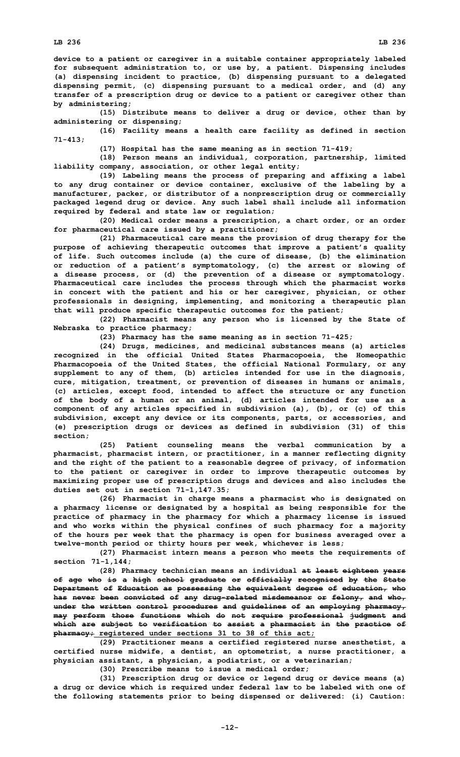device to a patient or caregiver in a suitable container appropriately labeled for subsequent administration to, or use by, a patient. Dispensing includes (a) dispensing incident to practice, (b) dispensing pursuant to a delegated dispensing permit, (c) dispensing pursuant to a medical order, and (d) any transfer of a prescription drug or device to a patient or caregiver other than by administering;

(15) Distribute means to deliver a drug or device, other than by administering or dispensing;

(16) Facility means a health care facility as defined in section 71-413;

(17) Hospital has the same meaning as in section 71-419;

(18) Person means an individual, corporation, partnership, limited liability company, association, or other legal entity;

(19) Labeling means the process of preparing and affixing a label to any drug container or device container, exclusive of the labeling by a manufacturer, packer, or distributor of a nonprescription drug or commercially packaged legend drug or device. Any such label shall include all information required by federal and state law or regulation;

(20) Medical order means a prescription, a chart order, or an order for pharmaceutical care issued by a practitioner;

(21) Pharmaceutical care means the provision of drug therapy for the purpose of achieving therapeutic outcomes that improve a patient's quality of life. Such outcomes include (a) the cure of disease, (b) the elimination or reduction of a patient's symptomatology, (c) the arrest or slowing of a disease process, or (d) the prevention of a disease or symptomatology. Pharmaceutical care includes the process through which the pharmacist works in concert with the patient and his or her caregiver, physician, or other professionals in designing, implementing, and monitoring a therapeutic plan that will produce specific therapeutic outcomes for the patient;

(22) Pharmacist means any person who is licensed by the State of Nebraska to practice pharmacy;

(23) Pharmacy has the same meaning as in section 71-425;

(24) Drugs, medicines, and medicinal substances means (a) articles recognized in the official United States Pharmacopoeia, the Homeopathic Pharmacopoeia of the United States, the official National Formulary, or any supplement to any of them, (b) articles intended for use in the diagnosis, cure, mitigation, treatment, or prevention of diseases in humans or animals, (c) articles, except food, intended to affect the structure or any function of the body of a human or an animal, (d) articles intended for use as a component of any articles specified in subdivision (a), (b), or (c) of this subdivision, except any device or its components, parts, or accessories, and (e) prescription drugs or devices as defined in subdivision (31) of this section;

(25) Patient counseling means the verbal communication by a pharmacist, pharmacist intern, or practitioner, in a manner reflecting dignity and the right of the patient to a reasonable degree of privacy, of information to the patient or caregiver in order to improve therapeutic outcomes by maximizing proper use of prescription drugs and devices and also includes the duties set out in section 71-1,147.35;

(26) Pharmacist in charge means a pharmacist who is designated on a pharmacy license or designated by a hospital as being responsible for the practice of pharmacy in the pharmacy for which a pharmacy license is issued and who works within the physical confines of such pharmacy for a majority of the hours per week that the pharmacy is open for business averaged over a twelve-month period or thirty hours per week, whichever is less;

(27) Pharmacist intern means a person who meets the requirements of section 71-1,144;

(28) Pharmacy technician means an individual ~~at least eighteen years of age who is a high school graduate or officially recognized by the State Department of Education as possessing the equivalent degree of education, who has never been convicted of any drug-related misdemeanor or felony, and who, under the written control procedures and guidelines of an employing pharmacy, may perform those functions which do not require professional judgment and which are subject to verification to assist a pharmacist in the practice of pharmacy;~~ registered under sections 31 to 38 of this act;

(29) Practitioner means a certified registered nurse anesthetist, a certified nurse midwife, a dentist, an optometrist, a nurse practitioner, a physician assistant, a physician, a podiatrist, or a veterinarian;

(30) Prescribe means to issue a medical order;

(31) Prescription drug or device or legend drug or device means (a) a drug or device which is required under federal law to be labeled with one of the following statements prior to being dispensed or delivered: (i) Caution: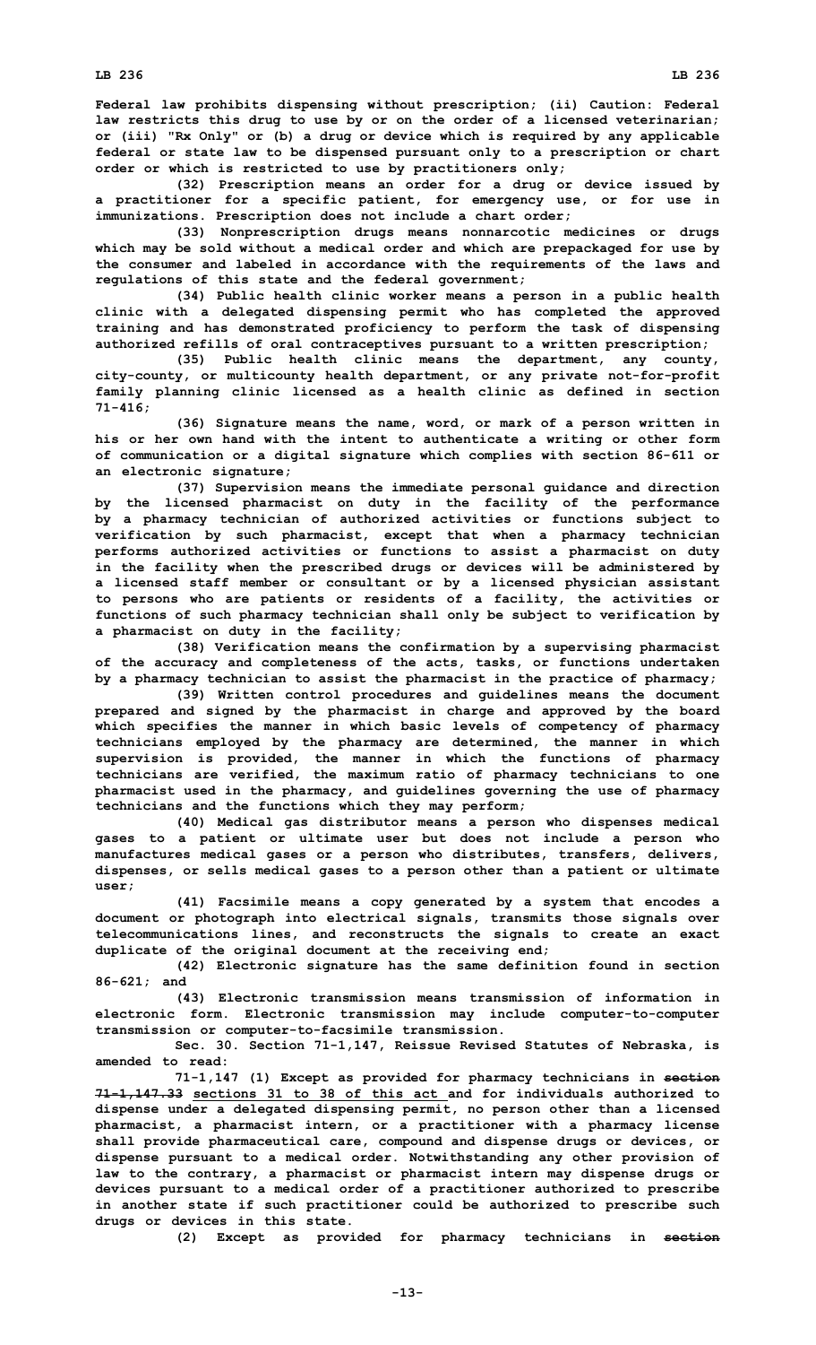**Federal law prohibits dispensing without prescription; (ii) Caution: Federal law restricts this drug to use by or on the order of a licensed veterinarian; or (iii) "Rx Only" or (b) a drug or device which is required by any applicable federal or state law to be dispensed pursuant only to a prescription or chart order or which is restricted to use by practitioners only;**

**(32) Prescription means an order for a drug or device issued by a practitioner for a specific patient, for emergency use, or for use in immunizations. Prescription does not include a chart order;**

**(33) Nonprescription drugs means nonnarcotic medicines or drugs which may be sold without a medical order and which are prepackaged for use by the consumer and labeled in accordance with the requirements of the laws and regulations of this state and the federal government;**

**(34) Public health clinic worker means a person in a public health clinic with a delegated dispensing permit who has completed the approved training and has demonstrated proficiency to perform the task of dispensing authorized refills of oral contraceptives pursuant to a written prescription;**

**(35) Public health clinic means the department, any county, city-county, or multicounty health department, or any private not-for-profit family planning clinic licensed as a health clinic as defined in section 71-416;**

**(36) Signature means the name, word, or mark of a person written in his or her own hand with the intent to authenticate a writing or other form of communication or a digital signature which complies with section 86-611 or an electronic signature;**

**(37) Supervision means the immediate personal guidance and direction by the licensed pharmacist on duty in the facility of the performance by a pharmacy technician of authorized activities or functions subject to verification by such pharmacist, except that when a pharmacy technician performs authorized activities or functions to assist a pharmacist on duty in the facility when the prescribed drugs or devices will be administered by a licensed staff member or consultant or by a licensed physician assistant to persons who are patients or residents of a facility, the activities or functions of such pharmacy technician shall only be subject to verification by a pharmacist on duty in the facility;**

**(38) Verification means the confirmation by a supervising pharmacist of the accuracy and completeness of the acts, tasks, or functions undertaken by a pharmacy technician to assist the pharmacist in the practice of pharmacy;**

**(39) Written control procedures and guidelines means the document prepared and signed by the pharmacist in charge and approved by the board which specifies the manner in which basic levels of competency of pharmacy technicians employed by the pharmacy are determined, the manner in which supervision is provided, the manner in which the functions of pharmacy technicians are verified, the maximum ratio of pharmacy technicians to one pharmacist used in the pharmacy, and guidelines governing the use of pharmacy technicians and the functions which they may perform;**

**(40) Medical gas distributor means a person who dispenses medical gases to a patient or ultimate user but does not include a person who manufactures medical gases or a person who distributes, transfers, delivers, dispenses, or sells medical gases to a person other than a patient or ultimate user;**

**(41) Facsimile means a copy generated by a system that encodes a document or photograph into electrical signals, transmits those signals over telecommunications lines, and reconstructs the signals to create an exact duplicate of the original document at the receiving end;**

**(42) Electronic signature has the same definition found in section 86-621; and**

**(43) Electronic transmission means transmission of information in electronic form. Electronic transmission may include computer-to-computer transmission or computer-to-facsimile transmission.**

**Sec. 30. Section 71-1,147, Reissue Revised Statutes of Nebraska, is amended to read:**

**71-1,147 (1) Except as provided for pharmacy technicians in ~~section 71-1,147.33~~ sections 31 to 38 of this act and for individuals authorized to dispense under a delegated dispensing permit, no person other than a licensed pharmacist, a pharmacist intern, or a practitioner with a pharmacy license shall provide pharmaceutical care, compound and dispense drugs or devices, or dispense pursuant to a medical order. Notwithstanding any other provision of law to the contrary, a pharmacist or pharmacist intern may dispense drugs or devices pursuant to a medical order of a practitioner authorized to prescribe in another state if such practitioner could be authorized to prescribe such drugs or devices in this state.**

**(2) Except as provided for pharmacy technicians in ~~section~~**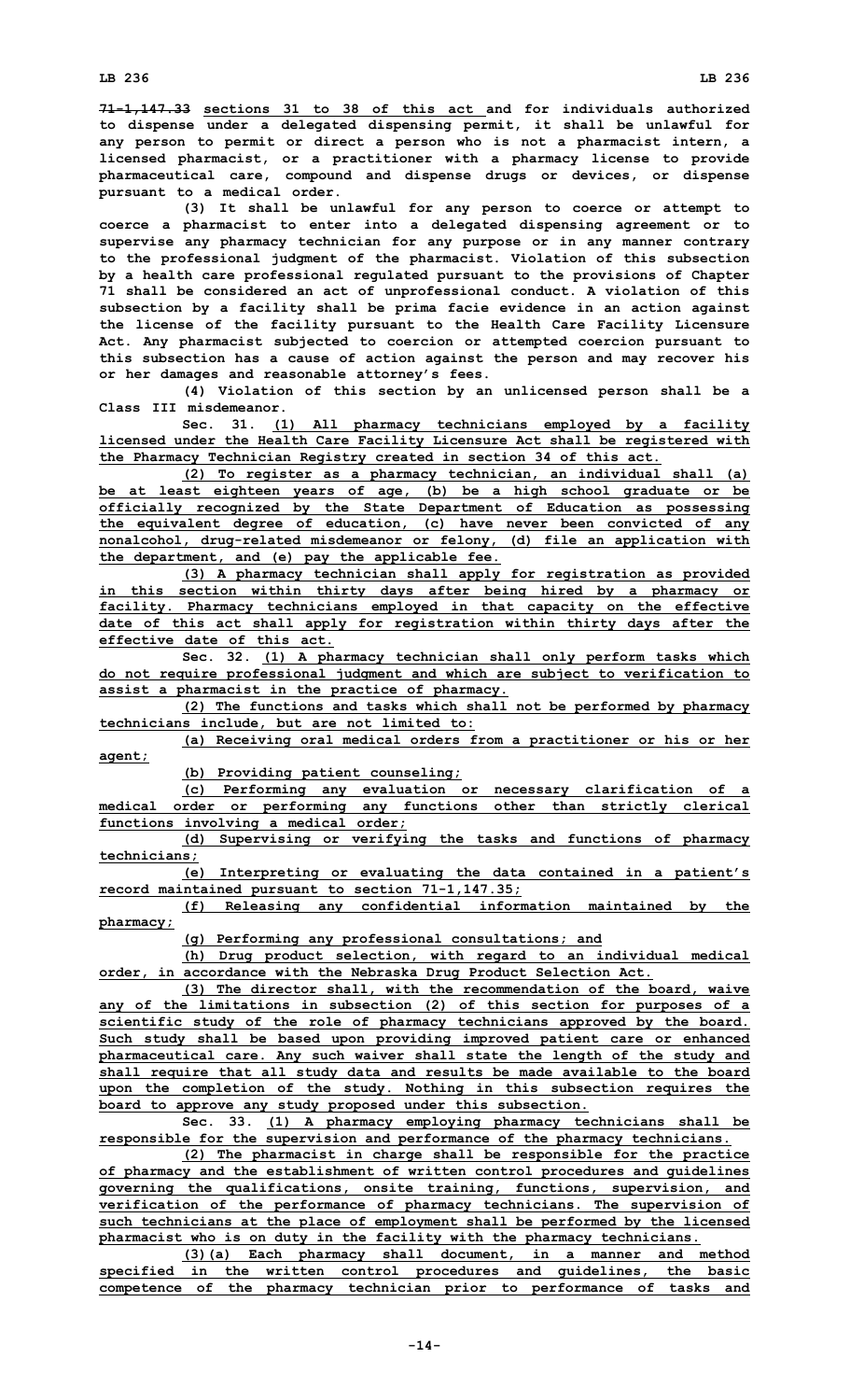~~71-1,147.33~~ sections 31 to 38 of this act and for individuals authorized to dispense under a delegated dispensing permit, it shall be unlawful for any person to permit or direct a person who is not a pharmacist intern, a licensed pharmacist, or a practitioner with a pharmacy license to provide pharmaceutical care, compound and dispense drugs or devices, or dispense pursuant to a medical order.

(3) It shall be unlawful for any person to coerce or attempt to coerce a pharmacist to enter into a delegated dispensing agreement or to supervise any pharmacy technician for any purpose or in any manner contrary to the professional judgment of the pharmacist. Violation of this subsection by a health care professional regulated pursuant to the provisions of Chapter 71 shall be considered an act of unprofessional conduct. A violation of this subsection by a facility shall be prima facie evidence in an action against the license of the facility pursuant to the Health Care Facility Licensure Act. Any pharmacist subjected to coercion or attempted coercion pursuant to this subsection has a cause of action against the person and may recover his or her damages and reasonable attorney's fees.

(4) Violation of this section by an unlicensed person shall be a Class III misdemeanor.

Sec. 31. (1) All pharmacy technicians employed by a facility licensed under the Health Care Facility Licensure Act shall be registered with the Pharmacy Technician Registry created in section 34 of this act.

(2) To register as a pharmacy technician, an individual shall (a) be at least eighteen years of age, (b) be a high school graduate or be officially recognized by the State Department of Education as possessing the equivalent degree of education, (c) have never been convicted of any nonalcohol, drug-related misdemeanor or felony, (d) file an application with the department, and (e) pay the applicable fee.

(3) A pharmacy technician shall apply for registration as provided in this section within thirty days after being hired by a pharmacy or facility. Pharmacy technicians employed in that capacity on the effective date of this act shall apply for registration within thirty days after the effective date of this act.

Sec. 32. (1) A pharmacy technician shall only perform tasks which do not require professional judgment and which are subject to verification to assist a pharmacist in the practice of pharmacy.

(2) The functions and tasks which shall not be performed by pharmacy technicians include, but are not limited to:

(a) Receiving oral medical orders from a practitioner or his or her agent;

(b) Providing patient counseling;

(c) Performing any evaluation or necessary clarification of a medical order or performing any functions other than strictly clerical functions involving a medical order;

(d) Supervising or verifying the tasks and functions of pharmacy technicians;

(e) Interpreting or evaluating the data contained in a patient's record maintained pursuant to section 71-1,147.35;

(f) Releasing any confidential information maintained by the pharmacy;

(g) Performing any professional consultations; and

(h) Drug product selection, with regard to an individual medical order, in accordance with the Nebraska Drug Product Selection Act.

(3) The director shall, with the recommendation of the board, waive any of the limitations in subsection (2) of this section for purposes of a scientific study of the role of pharmacy technicians approved by the board. Such study shall be based upon providing improved patient care or enhanced pharmaceutical care. Any such waiver shall state the length of the study and shall require that all study data and results be made available to the board upon the completion of the study. Nothing in this subsection requires the board to approve any study proposed under this subsection.

Sec. 33. (1) A pharmacy employing pharmacy technicians shall be responsible for the supervision and performance of the pharmacy technicians.

(2) The pharmacist in charge shall be responsible for the practice of pharmacy and the establishment of written control procedures and guidelines governing the qualifications, onsite training, functions, supervision, and verification of the performance of pharmacy technicians. The supervision of such technicians at the place of employment shall be performed by the licensed pharmacist who is on duty in the facility with the pharmacy technicians.

(3)(a) Each pharmacy shall document, in a manner and method specified in the written control procedures and guidelines, the basic competence of the pharmacy technician prior to performance of tasks and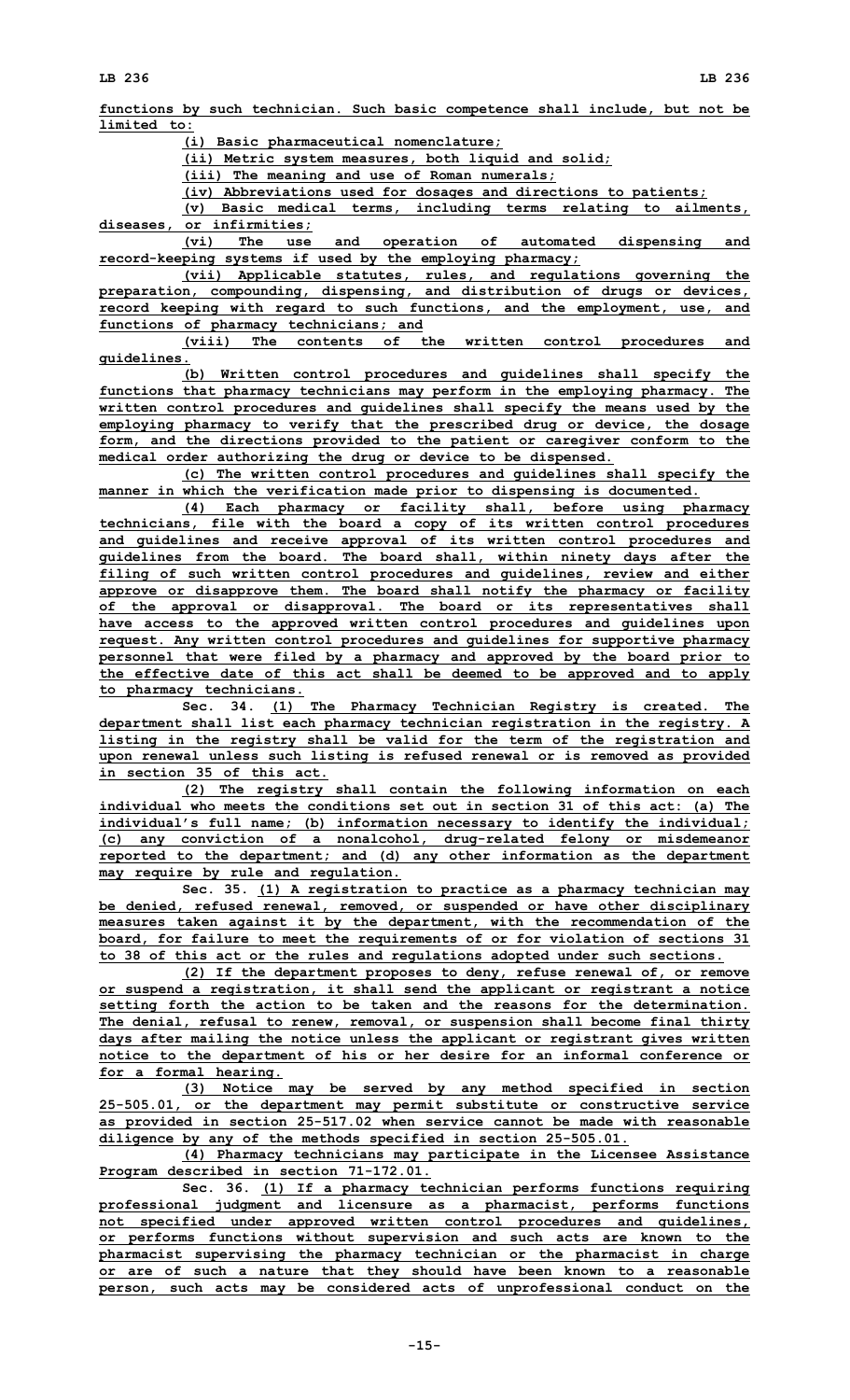**functions by such technician. Such basic competence shall include, but not be limited to:**

**(i) Basic pharmaceutical nomenclature;**

**(ii) Metric system measures, both liquid and solid;**

**(iii) The meaning and use of Roman numerals;**

**(iv) Abbreviations used for dosages and directions to patients;**

**(v) Basic medical terms, including terms relating to ailments, diseases, or infirmities;**

**(vi) The use and operation of automated dispensing and record-keeping systems if used by the employing pharmacy;**

**(vii) Applicable statutes, rules, and regulations governing the preparation, compounding, dispensing, and distribution of drugs or devices, record keeping with regard to such functions, and the employment, use, and functions of pharmacy technicians; and**

**(viii) The contents of the written control procedures and guidelines.**

**(b) Written control procedures and guidelines shall specify the functions that pharmacy technicians may perform in the employing pharmacy. The written control procedures and guidelines shall specify the means used by the employing pharmacy to verify that the prescribed drug or device, the dosage form, and the directions provided to the patient or caregiver conform to the medical order authorizing the drug or device to be dispensed.**

**(c) The written control procedures and guidelines shall specify the manner in which the verification made prior to dispensing is documented.**

**(4) Each pharmacy or facility shall, before using pharmacy technicians, file with the board a copy of its written control procedures and guidelines and receive approval of its written control procedures and guidelines from the board. The board shall, within ninety days after the filing of such written control procedures and guidelines, review and either approve or disapprove them. The board shall notify the pharmacy or facility of the approval or disapproval. The board or its representatives shall have access to the approved written control procedures and guidelines upon request. Any written control procedures and guidelines for supportive pharmacy personnel that were filed by a pharmacy and approved by the board prior to the effective date of this act shall be deemed to be approved and to apply to pharmacy technicians.**

**Sec. 34. (1) The Pharmacy Technician Registry is created. The department shall list each pharmacy technician registration in the registry. A listing in the registry shall be valid for the term of the registration and upon renewal unless such listing is refused renewal or is removed as provided in section 35 of this act.**

**(2) The registry shall contain the following information on each individual who meets the conditions set out in section 31 of this act: (a) The individual's full name; (b) information necessary to identify the individual; (c) any conviction of a nonalcohol, drug-related felony or misdemeanor reported to the department; and (d) any other information as the department may require by rule and regulation.**

**Sec. 35. (1) A registration to practice as a pharmacy technician may be denied, refused renewal, removed, or suspended or have other disciplinary measures taken against it by the department, with the recommendation of the board, for failure to meet the requirements of or for violation of sections 31 to 38 of this act or the rules and regulations adopted under such sections.**

**(2) If the department proposes to deny, refuse renewal of, or remove or suspend a registration, it shall send the applicant or registrant a notice setting forth the action to be taken and the reasons for the determination. The denial, refusal to renew, removal, or suspension shall become final thirty days after mailing the notice unless the applicant or registrant gives written notice to the department of his or her desire for an informal conference or for a formal hearing.**

**(3) Notice may be served by any method specified in section 25-505.01, or the department may permit substitute or constructive service as provided in section 25-517.02 when service cannot be made with reasonable diligence by any of the methods specified in section 25-505.01.**

**(4) Pharmacy technicians may participate in the Licensee Assistance Program described in section 71-172.01.**

**Sec. 36. (1) If a pharmacy technician performs functions requiring professional judgment and licensure as a pharmacist, performs functions not specified under approved written control procedures and guidelines, or performs functions without supervision and such acts are known to the pharmacist supervising the pharmacy technician or the pharmacist in charge or are of such a nature that they should have been known to a reasonable person, such acts may be considered acts of unprofessional conduct on the**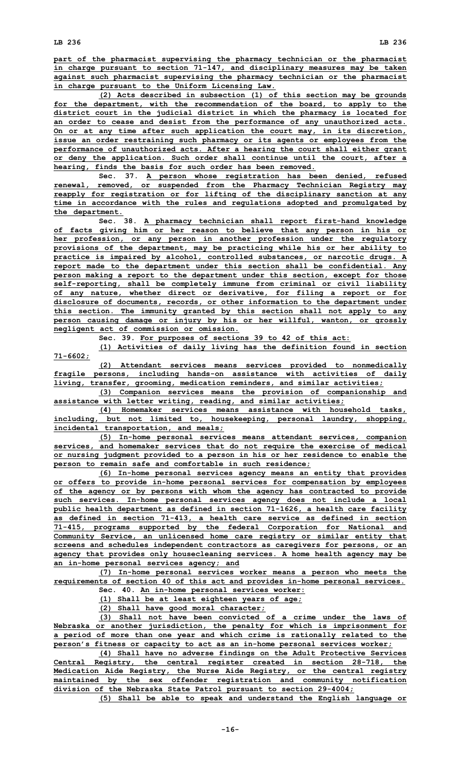part of the pharmacist supervising the pharmacy technician or the pharmacist in charge pursuant to section 71-147, and disciplinary measures may be taken against such pharmacist supervising the pharmacy technician or the pharmacist in charge pursuant to the Uniform Licensing Law.

(2) Acts described in subsection (1) of this section may be grounds for the department, with the recommendation of the board, to apply to the district court in the judicial district in which the pharmacy is located for an order to cease and desist from the performance of any unauthorized acts. On or at any time after such application the court may, in its discretion, issue an order restraining such pharmacy or its agents or employees from the performance of unauthorized acts. After a hearing the court shall either grant or deny the application. Such order shall continue until the court, after a hearing, finds the basis for such order has been removed.

Sec. 37. A person whose registration has been denied, refused renewal, removed, or suspended from the Pharmacy Technician Registry may reapply for registration or for lifting of the disciplinary sanction at any time in accordance with the rules and regulations adopted and promulgated by the department.

Sec. 38. A pharmacy technician shall report first-hand knowledge of facts giving him or her reason to believe that any person in his or her profession, or any person in another profession under the regulatory provisions of the department, may be practicing while his or her ability to practice is impaired by alcohol, controlled substances, or narcotic drugs. A report made to the department under this section shall be confidential. Any person making a report to the department under this section, except for those self-reporting, shall be completely immune from criminal or civil liability of any nature, whether direct or derivative, for filing a report or for disclosure of documents, records, or other information to the department under this section. The immunity granted by this section shall not apply to any person causing damage or injury by his or her willful, wanton, or grossly negligent act of commission or omission.

Sec. 39. For purposes of sections 39 to 42 of this act:

(1) Activities of daily living has the definition found in section 71-6602;

(2) Attendant services means services provided to nonmedically fragile persons, including hands-on assistance with activities of daily living, transfer, grooming, medication reminders, and similar activities;

(3) Companion services means the provision of companionship and assistance with letter writing, reading, and similar activities;

(4) Homemaker services means assistance with household tasks, including, but not limited to, housekeeping, personal laundry, shopping, incidental transportation, and meals;

(5) In-home personal services means attendant services, companion services, and homemaker services that do not require the exercise of medical or nursing judgment provided to a person in his or her residence to enable the person to remain safe and comfortable in such residence;

(6) In-home personal services agency means an entity that provides or offers to provide in-home personal services for compensation by employees of the agency or by persons with whom the agency has contracted to provide such services. In-home personal services agency does not include a local public health department as defined in section 71-1626, a health care facility as defined in section 71-413, a health care service as defined in section 71-415, programs supported by the federal Corporation for National and Community Service, an unlicensed home care registry or similar entity that screens and schedules independent contractors as caregivers for persons, or an agency that provides only housecleaning services. A home health agency may be an in-home personal services agency; and

(7) In-home personal services worker means a person who meets the requirements of section 40 of this act and provides in-home personal services.

Sec. 40. An in-home personal services worker:

(1) Shall be at least eighteen years of age;

(2) Shall have good moral character;

(3) Shall not have been convicted of a crime under the laws of Nebraska or another jurisdiction, the penalty for which is imprisonment for a period of more than one year and which crime is rationally related to the person's fitness or capacity to act as an in-home personal services worker;

(4) Shall have no adverse findings on the Adult Protective Services Central Registry, the central register created in section 28-718, the Medication Aide Registry, the Nurse Aide Registry, or the central registry maintained by the sex offender registration and community notification division of the Nebraska State Patrol pursuant to section 29-4004;

(5) Shall be able to speak and understand the English language or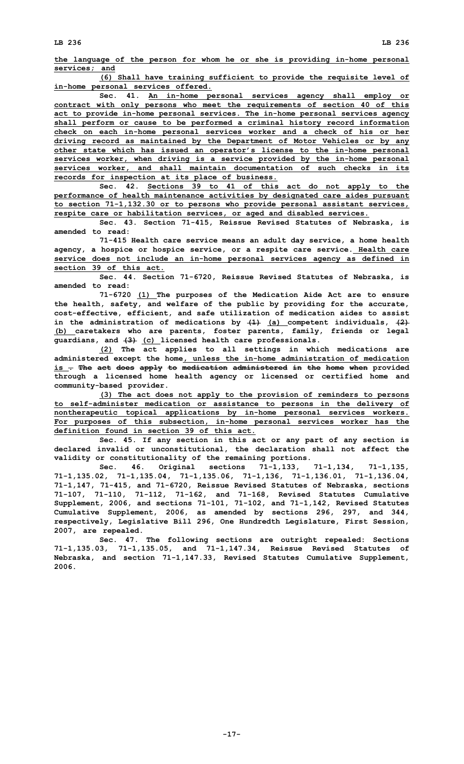the language of the person for whom he or she is providing in-home personal services; and

(6) Shall have training sufficient to provide the requisite level of in-home personal services offered.

Sec. 41. An in-home personal services agency shall employ or contract with only persons who meet the requirements of section 40 of this act to provide in-home personal services. The in-home personal services agency shall perform or cause to be performed a criminal history record information check on each in-home personal services worker and a check of his or her driving record as maintained by the Department of Motor Vehicles or by any other state which has issued an operator's license to the in-home personal services worker, when driving is a service provided by the in-home personal services worker, and shall maintain documentation of such checks in its records for inspection at its place of business.

Sec. 42. Sections 39 to 41 of this act do not apply to the performance of health maintenance activities by designated care aides pursuant to section 71-1,132.30 or to persons who provide personal assistant services, respite care or habilitation services, or aged and disabled services.

Sec. 43. Section 71-415, Reissue Revised Statutes of Nebraska, is amended to read:

71-415 Health care service means an adult day service, a home health agency, a hospice or hospice service, or a respite care service. Health care service does not include an in-home personal services agency as defined in section 39 of this act.

Sec. 44. Section 71-6720, Reissue Revised Statutes of Nebraska, is amended to read:

71-6720 (1) The purposes of the Medication Aide Act are to ensure the health, safety, and welfare of the public by providing for the accurate, cost-effective, efficient, and safe utilization of medication aides to assist in the administration of medications by ~~(1)~~ (a) competent individuals, ~~(2)~~ (b) caretakers who are parents, foster parents, family, friends or legal guardians, and ~~(3)~~ (c) licensed health care professionals.

(2) The act applies to all settings in which medications are administered except the home, unless the in-home administration of medication is ~~. The act does apply to medication administered in the home when~~ provided through a licensed home health agency or licensed or certified home and community-based provider.

(3) The act does not apply to the provision of reminders to persons to self-administer medication or assistance to persons in the delivery of nontherapeutic topical applications by in-home personal services workers. For purposes of this subsection, in-home personal services worker has the definition found in section 39 of this act.

Sec. 45. If any section in this act or any part of any section is declared invalid or unconstitutional, the declaration shall not affect the validity or constitutionality of the remaining portions.

Sec. 46. Original sections 71-1,133, 71-1,134, 71-1,135, 71-1,135.02, 71-1,135.04, 71-1,135.06, 71-1,136, 71-1,136.01, 71-1,136.04, 71-1,147, 71-415, and 71-6720, Reissue Revised Statutes of Nebraska, sections 71-107, 71-110, 71-112, 71-162, and 71-168, Revised Statutes Cumulative Supplement, 2006, and sections 71-101, 71-102, and 71-1,142, Revised Statutes Cumulative Supplement, 2006, as amended by sections 296, 297, and 344, respectively, Legislative Bill 296, One Hundredth Legislature, First Session, 2007, are repealed.

Sec. 47. The following sections are outright repealed: Sections 71-1,135.03, 71-1,135.05, and 71-1,147.34, Reissue Revised Statutes of Nebraska, and section 71-1,147.33, Revised Statutes Cumulative Supplement, 2006.